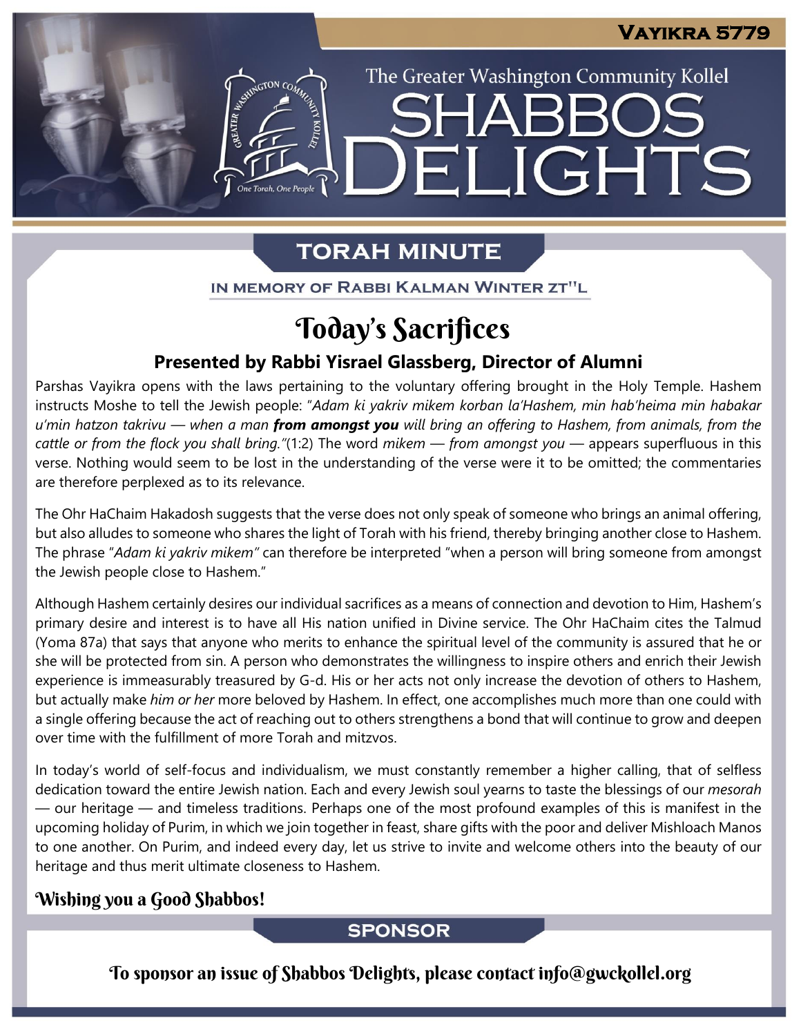# Vayikra 5779

The Greater Washington Community Kollel

# SHABBOS DELIGHTS

## TORAH MINUTE

IN MEMORY OF RABBI KALMAN WINTER ZT"L

## Today's Sacrifices

### Presented by Rabbi Yisrael Glassberg, Director of Alumni

Parshas Vayikra opens with the laws pertaining to the voluntary offering brought in the Holy Temple. Hashem instructs Moshe to tell the Jewish people: "*Adam ki yakriv mikem korban la'Hashem, min hab'heima min habakar u'min hatzon takrivu — when a man **from amongst you** will bring an offering to Hashem, from animals, from the cattle or from the flock you shall bring."*(1:2) The word *mikem — from amongst you —* appears superfluous in this verse. Nothing would seem to be lost in the understanding of the verse were it to be omitted; the commentaries are therefore perplexed as to its relevance.

The Ohr HaChaim Hakadosh suggests that the verse does not only speak of someone who brings an animal offering, but also alludes to someone who shares the light of Torah with his friend, thereby bringing another close to Hashem. The phrase "*Adam ki yakriv mikem"* can therefore be interpreted "when a person will bring someone from amongst the Jewish people close to Hashem."

Although Hashem certainly desires our individual sacrifices as a means of connection and devotion to Him, Hashem's primary desire and interest is to have all His nation unified in Divine service. The Ohr HaChaim cites the Talmud (Yoma 87a) that says that anyone who merits to enhance the spiritual level of the community is assured that he or she will be protected from sin. A person who demonstrates the willingness to inspire others and enrich their Jewish experience is immeasurably treasured by G-d. His or her acts not only increase the devotion of others to Hashem, but actually make *him or her* more beloved by Hashem. In effect, one accomplishes much more than one could with a single offering because the act of reaching out to others strengthens a bond that will continue to grow and deepen over time with the fulfillment of more Torah and mitzvos.

In today's world of self-focus and individualism, we must constantly remember a higher calling, that of selfless dedication toward the entire Jewish nation. Each and every Jewish soul yearns to taste the blessings of our *mesorah* — our heritage — and timeless traditions. Perhaps one of the most profound examples of this is manifest in the upcoming holiday of Purim, in which we join together in feast, share gifts with the poor and deliver Mishloach Manos to one another. On Purim, and indeed every day, let us strive to invite and welcome others into the beauty of our heritage and thus merit ultimate closeness to Hashem.

**Wishing you a Good Shabbos!**

## SPONSOR

To sponsor an issue of Shabbos Delights, please contact info@gwckollel.org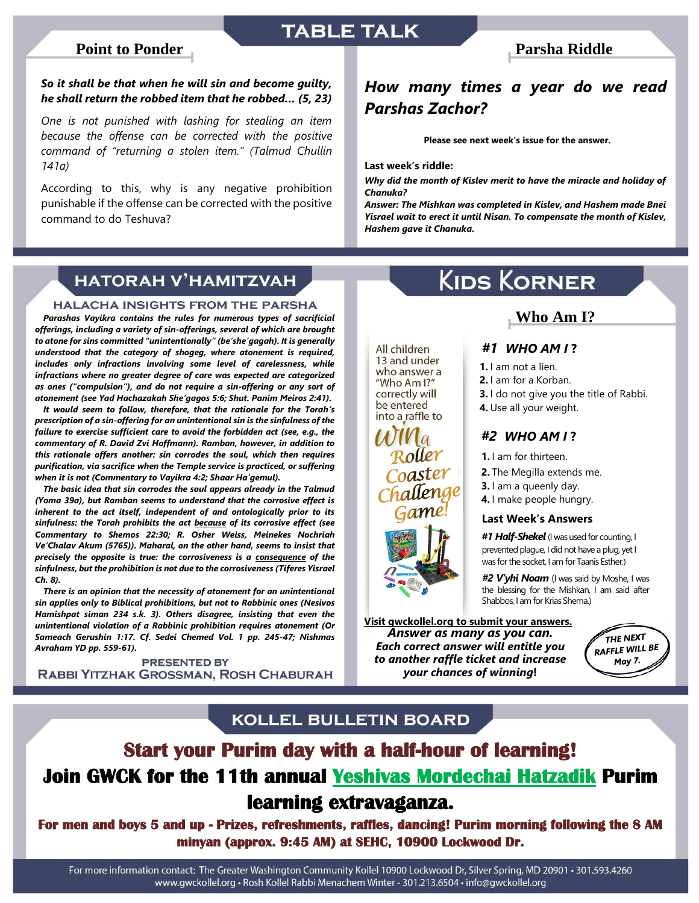# TABLE TALK

## Point to Ponder

***So it shall be that when he will sin and become guilty, he shall return the robbed item that he robbed... (5, 23)***

*One is not punished with lashing for stealing an item because the offense can be corrected with the positive command of "returning a stolen item." (Talmud Chullin 141a)*

According to this, why is any negative prohibition punishable if the offense can be corrected with the positive command to do Teshuva?

## Parsha Riddle

***How many times a year do we read Parshas Zachor?***

**Please see next week's issue for the answer.**

**Last week's riddle:**

***Why did the month of Kislev merit to have the miracle and holiday of Chanuka?***

***Answer: The Mishkan was completed in Kislev, and Hashem made Bnei Yisrael wait to erect it until Nisan. To compensate the month of Kislev, Hashem gave it Chanuka.***

# HATORAH V'HAMITZVAH

## HALACHA INSIGHTS FROM THE PARSHA

***Parashas Vayikra contains the rules for numerous types of sacrificial offerings, including a variety of sin-offerings, several of which are brought to atone for sins committed "unintentionally" (be'she'gagah). It is generally understood that the category of shogeg, where atonement is required, includes only infractions involving some level of carelessness, while infractions where no greater degree of care was expected are categorized as ones ("compulsion"), and do not require a sin-offering or any sort of atonement (see Yad Hachazakah She'gagos 5:6; Shut. Panim Meiros 2:41).***

***It would seem to follow, therefore, that the rationale for the Torah's prescription of a sin-offering for an unintentional sin is the sinfulness of the failure to exercise sufficient care to avoid the forbidden act (see, e.g., the commentary of R. David Zvi Hoffmann). Ramban, however, in addition to this rationale offers another: sin corrodes the soul, which then requires purification, via sacrifice when the Temple service is practiced, or suffering when it is not (Commentary to Vayikra 4:2; Shaar Ha'gemul).***

***The basic idea that sin corrodes the soul appears already in the Talmud (Yoma 39a), but Ramban seems to understand that the corrosive effect is inherent to the act itself, independent of and ontologically prior to its sinfulness: the Torah prohibits the act <u>because</u> of its corrosive effect (see Commentary to Shemos 22:30; R. Osher Weiss, Meinekes Nochriah Ve'Chalav Akum (5765)). Maharal, on the other hand, seems to insist that precisely the opposite is true: the corrosiveness is a <u>consequence</u> of the sinfulness, but the prohibition is not due to the corrosiveness (Tiferes Yisrael Ch. 8).***

***There is an opinion that the necessity of atonement for an unintentional sin applies only to Biblical prohibitions, but not to Rabbinic ones (Nesivos Hamishpat siman 234 s.k. 3). Others disagree, insisting that even the unintentional violation of a Rabbinic prohibition requires atonement (Or Sameach Gerushin 1:17. Cf. Sedei Chemed Vol. 1 pp. 245-47; Nishmas Avraham YD pp. 559-61).***

PRESENTED BY
RABBI YITZHAK GROSSMAN, ROSH CHABURAH

# KIDS KORNER

All children 13 and under who answer a "Who Am I?" correctly will be entered into a raffle to

Win a Roller Coaster Challenge Game!

## Who Am I?

### #1 WHO AM I ?

**1.** I am not a lien.
**2.** I am for a Korban.
**3.** I do not give you the title of Rabbi.
**4.** Use all your weight.

### #2 WHO AM I ?

**1.** I am for thirteen.
**2.** The Megilla extends me.
**3.** I am a queenly day.
**4.** I make people hungry.

### Last Week's Answers

***#1 Half-Shekel*** (I was used for counting, I prevented plague, I did not have a plug, yet I was for the socket, I am for Taanis Esther.)

***#2 V'yhi Noam*** (I was said by Moshe, I was the blessing for the Mishkan, I am said after Shabbos, I am for Krias Shema.)

<u>**Visit gwckollel.org to submit your answers.**</u>

***Answer as many as you can. Each correct answer will entitle you to another raffle ticket and increase your chances of winning!***

***THE NEXT RAFFLE WILL BE May 7.***

# KOLLEL BULLETIN BOARD

**Start your Purim day with a half-hour of learning!**

**Join GWCK for the 11th annual Yeshivas Mordechai Hatzadik Purim learning extravaganza.**

**For men and boys 5 and up - Prizes, refreshments, raffles, dancing! Purim morning following the 8 AM minyan (approx. 9:45 AM) at SEHC, 10900 Lockwood Dr.**

For more information contact: The Greater Washington Community Kollel 10900 Lockwood Dr, Silver Spring, MD 20901 • 301.593.4260
www.gwckollel.org • Rosh Kollel Rabbi Menachem Winter - 301.213.6504 • info@gwckollel.org